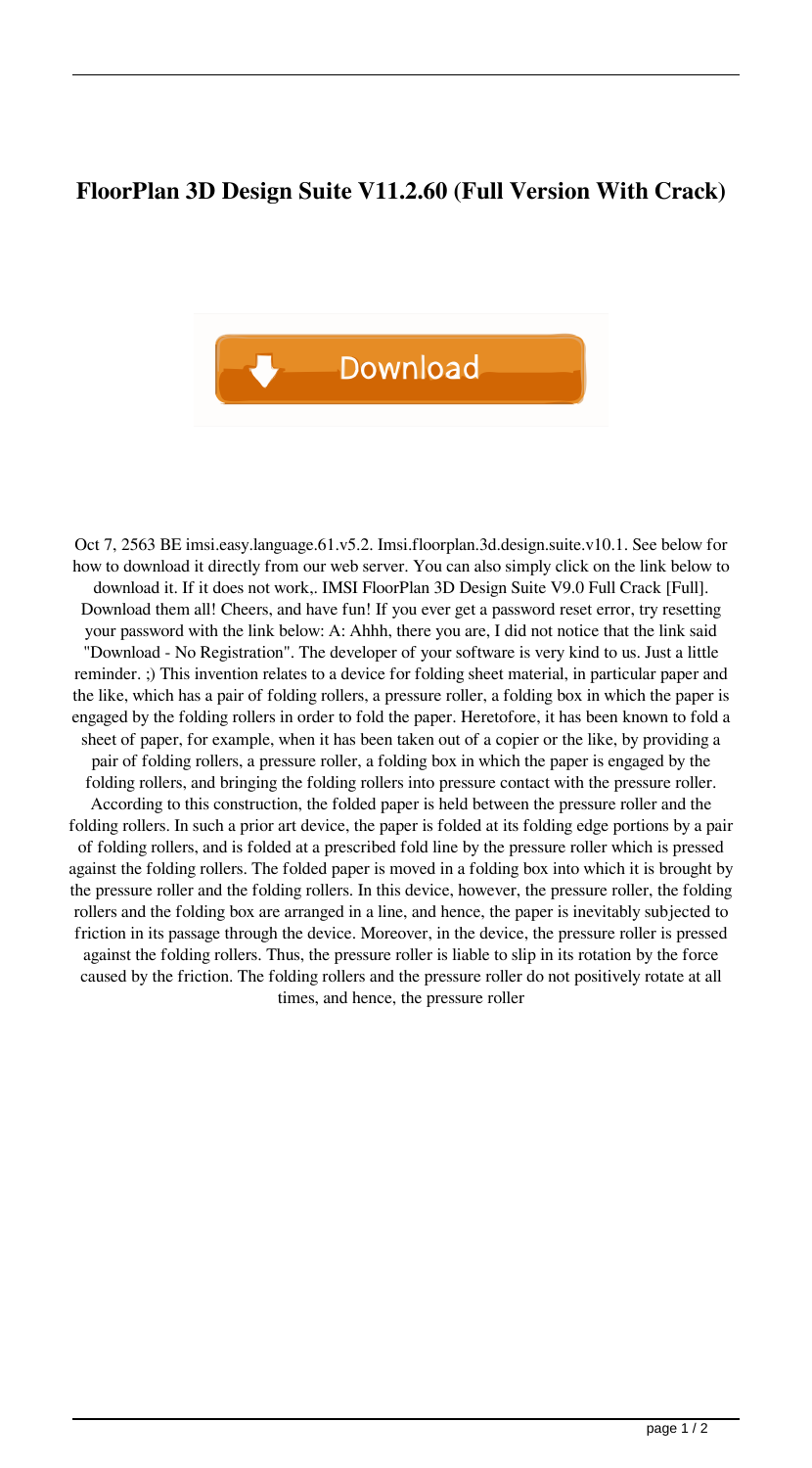**FloorPlan 3D Design Suite V11.2.60 (Full Version With Crack)**

Download

Oct 7, 2563 BE imsi.easy.language.61.v5.2. Imsi.floorplan.3d.design.suite.v10.1. See below for how to download it directly from our web server. You can also simply click on the link below to download it. If it does not work,. IMSI FloorPlan 3D Design Suite V9.0 Full Crack [Full]. Download them all! Cheers, and have fun! If you ever get a password reset error, try resetting your password with the link below: A: Ahhh, there you are, I did not notice that the link said "Download - No Registration". The developer of your software is very kind to us. Just a little reminder. ;) This invention relates to a device for folding sheet material, in particular paper and the like, which has a pair of folding rollers, a pressure roller, a folding box in which the paper is engaged by the folding rollers in order to fold the paper. Heretofore, it has been known to fold a sheet of paper, for example, when it has been taken out of a copier or the like, by providing a pair of folding rollers, a pressure roller, a folding box in which the paper is engaged by the folding rollers, and bringing the folding rollers into pressure contact with the pressure roller. According to this construction, the folded paper is held between the pressure roller and the folding rollers. In such a prior art device, the paper is folded at its folding edge portions by a pair of folding rollers, and is folded at a prescribed fold line by the pressure roller which is pressed against the folding rollers. The folded paper is moved in a folding box into which it is brought by the pressure roller and the folding rollers. In this device, however, the pressure roller, the folding rollers and the folding box are arranged in a line, and hence, the paper is inevitably subjected to friction in its passage through the device. Moreover, in the device, the pressure roller is pressed against the folding rollers. Thus, the pressure roller is liable to slip in its rotation by the force caused by the friction. The folding rollers and the pressure roller do not positively rotate at all times, and hence, the pressure roller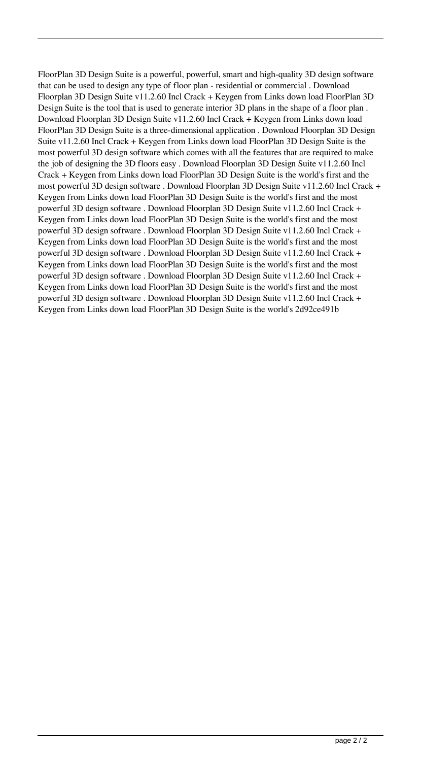FloorPlan 3D Design Suite is a powerful, powerful, smart and high-quality 3D design software that can be used to design any type of floor plan - residential or commercial . Download Floorplan 3D Design Suite v11.2.60 Incl Crack + Keygen from Links down load FloorPlan 3D Design Suite is the tool that is used to generate interior 3D plans in the shape of a floor plan . Download Floorplan 3D Design Suite v11.2.60 Incl Crack + Keygen from Links down load FloorPlan 3D Design Suite is a three-dimensional application . Download Floorplan 3D Design Suite v11.2.60 Incl Crack + Keygen from Links down load FloorPlan 3D Design Suite is the most powerful 3D design software which comes with all the features that are required to make the job of designing the 3D floors easy . Download Floorplan 3D Design Suite v11.2.60 Incl Crack + Keygen from Links down load FloorPlan 3D Design Suite is the world's first and the most powerful 3D design software . Download Floorplan 3D Design Suite v11.2.60 Incl Crack + Keygen from Links down load FloorPlan 3D Design Suite is the world's first and the most powerful 3D design software . Download Floorplan 3D Design Suite v11.2.60 Incl Crack + Keygen from Links down load FloorPlan 3D Design Suite is the world's first and the most powerful 3D design software . Download Floorplan 3D Design Suite v11.2.60 Incl Crack + Keygen from Links down load FloorPlan 3D Design Suite is the world's first and the most powerful 3D design software . Download Floorplan 3D Design Suite v11.2.60 Incl Crack + Keygen from Links down load FloorPlan 3D Design Suite is the world's first and the most powerful 3D design software . Download Floorplan 3D Design Suite v11.2.60 Incl Crack + Keygen from Links down load FloorPlan 3D Design Suite is the world's first and the most powerful 3D design software . Download Floorplan 3D Design Suite v11.2.60 Incl Crack + Keygen from Links down load FloorPlan 3D Design Suite is the world's 2d92ce491b